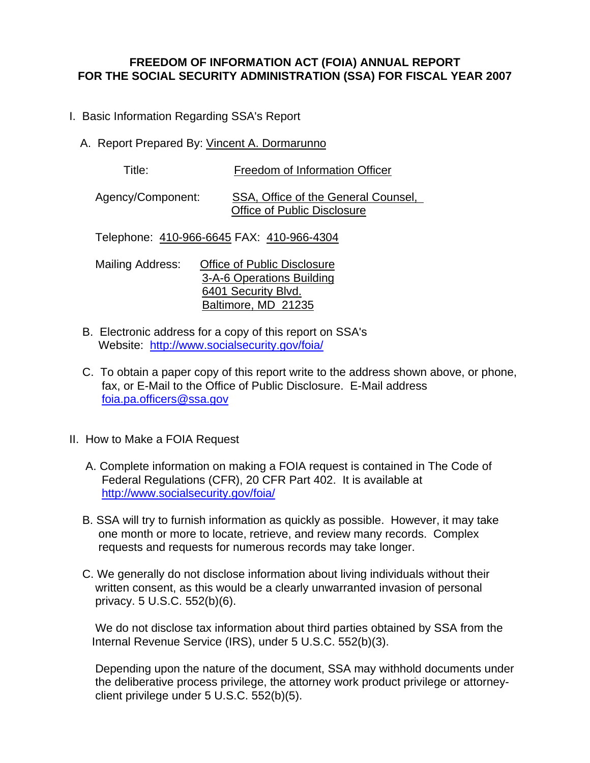# FREEDOM OF INFORMATION ACT (FOIA) ANNUAL REPORT FOR THE SOCIAL SECURITY ADMINISTRATION (SSA) FOR FISCAL YEAR 2007

I. Basic Information Regarding SSA's Report

A. Report Prepared By: Vincent A. Dormarunno

Title: Freedom of Information Officer

Agency/Component: SSA, Office of the General Counsel, Office of Public Disclosure

Telephone: 410-966-6645 FAX: 410-966-4304

Mailing Address: Office of Public Disclosure
3-A-6 Operations Building
6401 Security Blvd.
Baltimore, MD 21235

B. Electronic address for a copy of this report on SSA's Website: http://www.socialsecurity.gov/foia/

C. To obtain a paper copy of this report write to the address shown above, or phone, fax, or E-Mail to the Office of Public Disclosure. E-Mail address foia.pa.officers@ssa.gov

II. How to Make a FOIA Request

A. Complete information on making a FOIA request is contained in The Code of Federal Regulations (CFR), 20 CFR Part 402. It is available at http://www.socialsecurity.gov/foia/

B. SSA will try to furnish information as quickly as possible. However, it may take one month or more to locate, retrieve, and review many records. Complex requests and requests for numerous records may take longer.

C. We generally do not disclose information about living individuals without their written consent, as this would be a clearly unwarranted invasion of personal privacy. 5 U.S.C. 552(b)(6).

We do not disclose tax information about third parties obtained by SSA from the Internal Revenue Service (IRS), under 5 U.S.C. 552(b)(3).

Depending upon the nature of the document, SSA may withhold documents under the deliberative process privilege, the attorney work product privilege or attorney-client privilege under 5 U.S.C. 552(b)(5).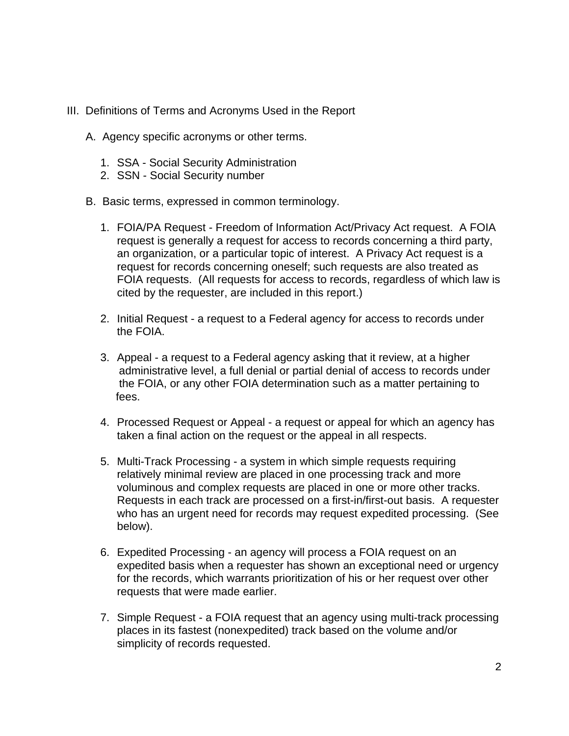## III. Definitions of Terms and Acronyms Used in the Report

### A. Agency specific acronyms or other terms.

1. SSA - Social Security Administration
2. SSN - Social Security number

### B. Basic terms, expressed in common terminology.

1. FOIA/PA Request - Freedom of Information Act/Privacy Act request. A FOIA request is generally a request for access to records concerning a third party, an organization, or a particular topic of interest. A Privacy Act request is a request for records concerning oneself; such requests are also treated as FOIA requests. (All requests for access to records, regardless of which law is cited by the requester, are included in this report.)

2. Initial Request - a request to a Federal agency for access to records under the FOIA.

3. Appeal - a request to a Federal agency asking that it review, at a higher administrative level, a full denial or partial denial of access to records under the FOIA, or any other FOIA determination such as a matter pertaining to fees.

4. Processed Request or Appeal - a request or appeal for which an agency has taken a final action on the request or the appeal in all respects.

5. Multi-Track Processing - a system in which simple requests requiring relatively minimal review are placed in one processing track and more voluminous and complex requests are placed in one or more other tracks. Requests in each track are processed on a first-in/first-out basis. A requester who has an urgent need for records may request expedited processing. (See below).

6. Expedited Processing - an agency will process a FOIA request on an expedited basis when a requester has shown an exceptional need or urgency for the records, which warrants prioritization of his or her request over other requests that were made earlier.

7. Simple Request - a FOIA request that an agency using multi-track processing places in its fastest (nonexpedited) track based on the volume and/or simplicity of records requested.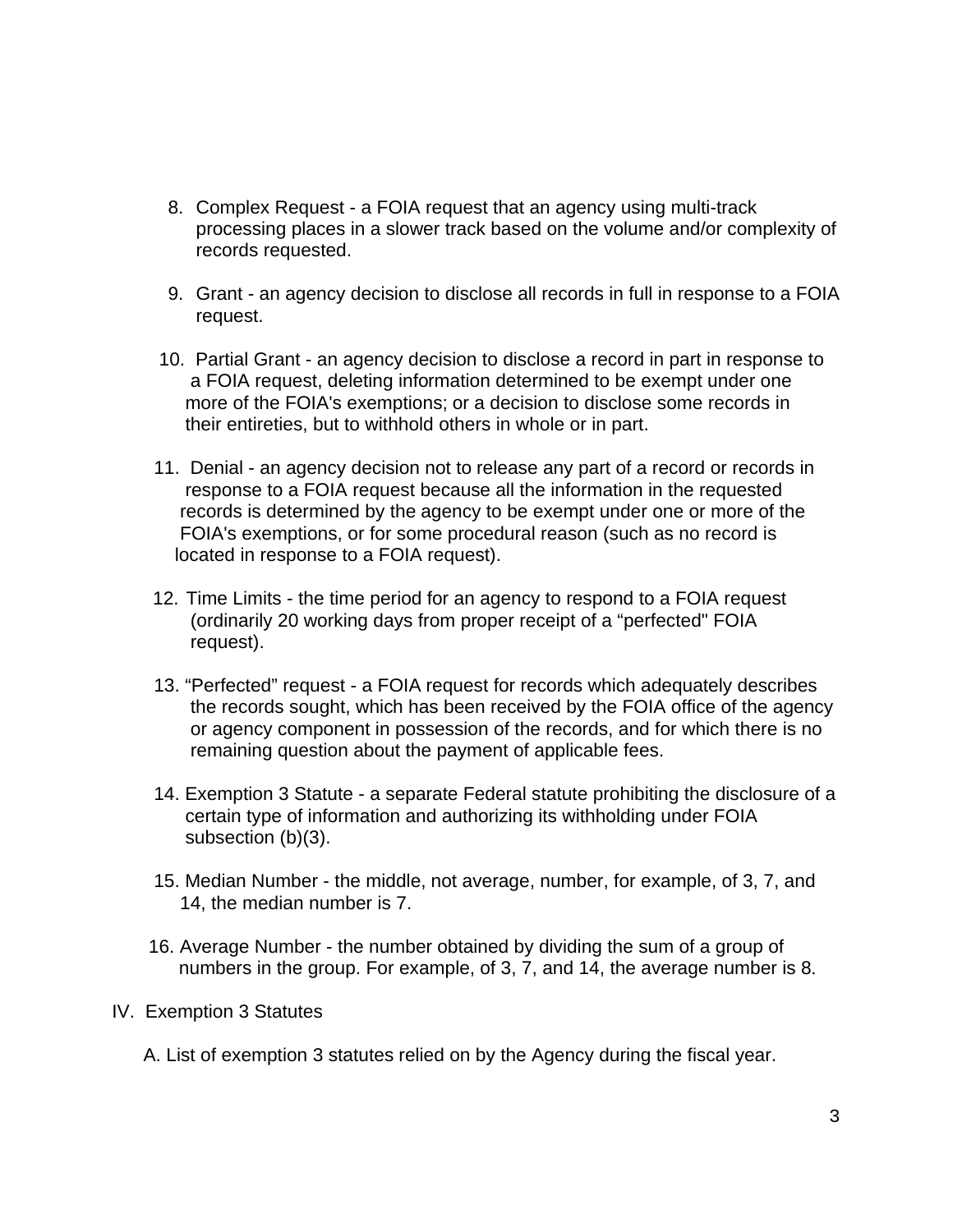8. Complex Request - a FOIA request that an agency using multi-track processing places in a slower track based on the volume and/or complexity of records requested.

9. Grant - an agency decision to disclose all records in full in response to a FOIA request.

10. Partial Grant - an agency decision to disclose a record in part in response to a FOIA request, deleting information determined to be exempt under one more of the FOIA's exemptions; or a decision to disclose some records in their entireties, but to withhold others in whole or in part.

11. Denial - an agency decision not to release any part of a record or records in response to a FOIA request because all the information in the requested records is determined by the agency to be exempt under one or more of the FOIA's exemptions, or for some procedural reason (such as no record is located in response to a FOIA request).

12. Time Limits - the time period for an agency to respond to a FOIA request (ordinarily 20 working days from proper receipt of a “perfected" FOIA request).

13. “Perfected” request - a FOIA request for records which adequately describes the records sought, which has been received by the FOIA office of the agency or agency component in possession of the records, and for which there is no remaining question about the payment of applicable fees.

14. Exemption 3 Statute - a separate Federal statute prohibiting the disclosure of a certain type of information and authorizing its withholding under FOIA subsection (b)(3).

15. Median Number - the middle, not average, number, for example, of 3, 7, and 14, the median number is 7.

16. Average Number - the number obtained by dividing the sum of a group of numbers in the group. For example, of 3, 7, and 14, the average number is 8.

## IV. Exemption 3 Statutes

A. List of exemption 3 statutes relied on by the Agency during the fiscal year.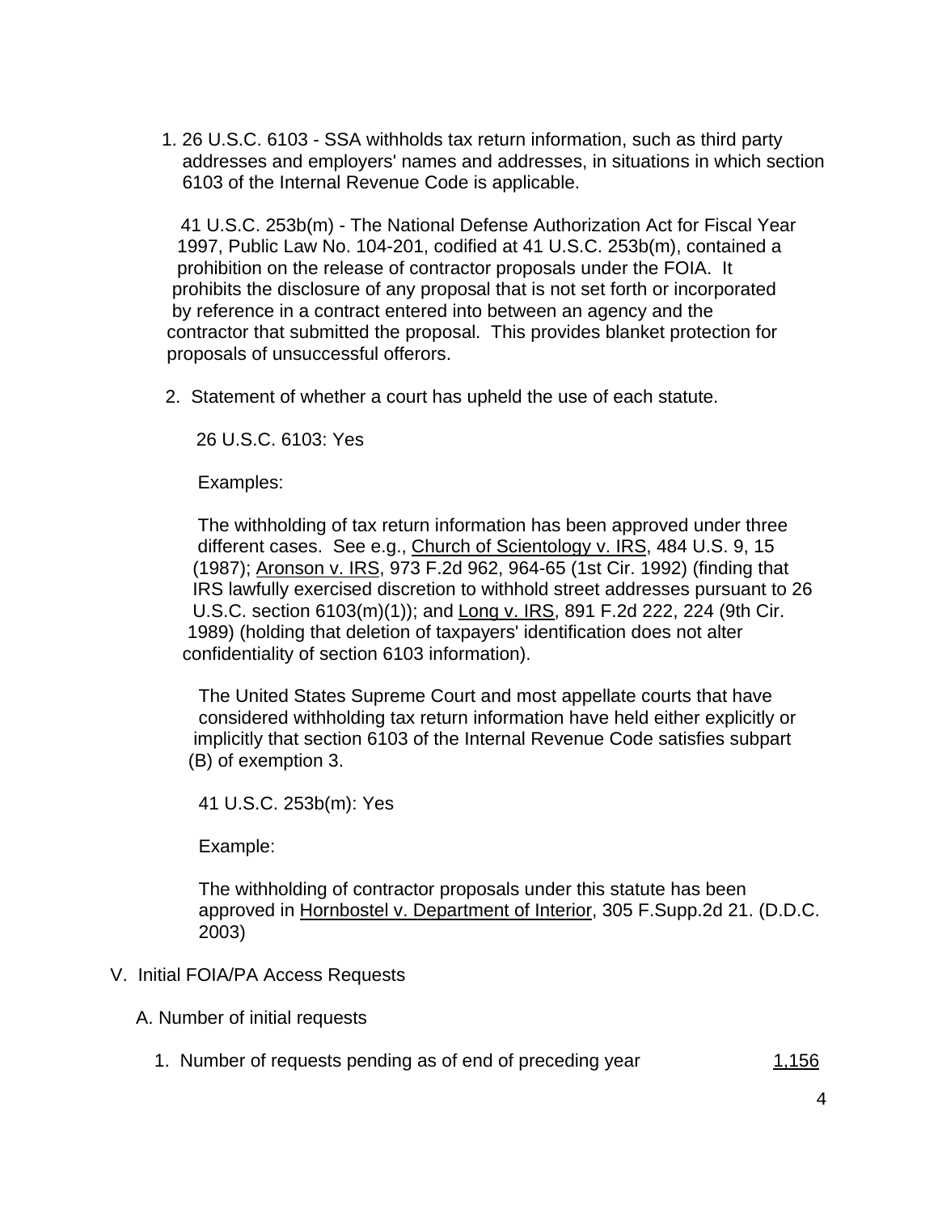1. 26 U.S.C. 6103 - SSA withholds tax return information, such as third party addresses and employers' names and addresses, in situations in which section 6103 of the Internal Revenue Code is applicable.

   41 U.S.C. 253b(m) - The National Defense Authorization Act for Fiscal Year 1997, Public Law No. 104-201, codified at 41 U.S.C. 253b(m), contained a prohibition on the release of contractor proposals under the FOIA. It prohibits the disclosure of any proposal that is not set forth or incorporated by reference in a contract entered into between an agency and the contractor that submitted the proposal. This provides blanket protection for proposals of unsuccessful offerors.

2. Statement of whether a court has upheld the use of each statute.

   26 U.S.C. 6103: Yes

   Examples:

   The withholding of tax return information has been approved under three different cases. See e.g., Church of Scientology v. IRS, 484 U.S. 9, 15 (1987); Aronson v. IRS, 973 F.2d 962, 964-65 (1st Cir. 1992) (finding that IRS lawfully exercised discretion to withhold street addresses pursuant to 26 U.S.C. section 6103(m)(1)); and Long v. IRS, 891 F.2d 222, 224 (9th Cir. 1989) (holding that deletion of taxpayers' identification does not alter confidentiality of section 6103 information).

   The United States Supreme Court and most appellate courts that have considered withholding tax return information have held either explicitly or implicitly that section 6103 of the Internal Revenue Code satisfies subpart (B) of exemption 3.

   41 U.S.C. 253b(m): Yes

   Example:

   The withholding of contractor proposals under this statute has been approved in Hornbostel v. Department of Interior, 305 F.Supp.2d 21. (D.D.C. 2003)

V. Initial FOIA/PA Access Requests

A. Number of initial requests

1. Number of requests pending as of end of preceding year 1,156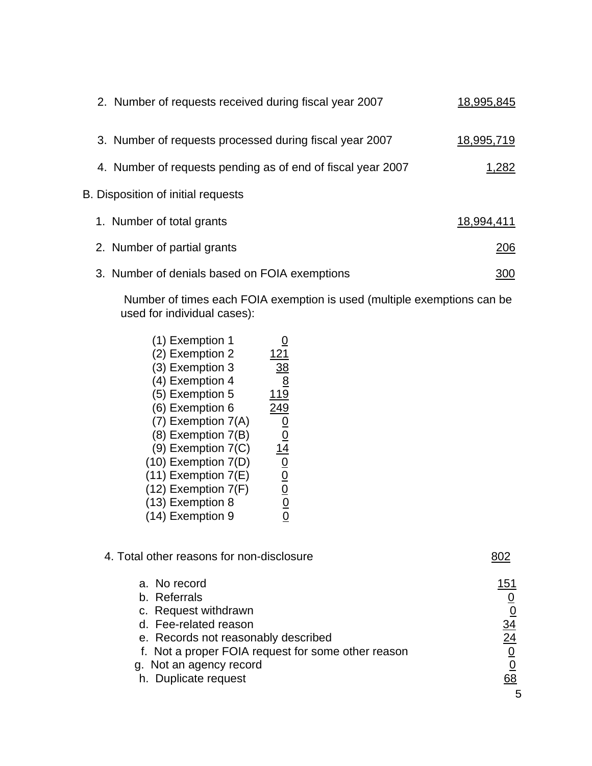2. Number of requests received during fiscal year 2007 18,995,845

3. Number of requests processed during fiscal year 2007 18,995,719

4. Number of requests pending as of end of fiscal year 2007 1,282

B. Disposition of initial requests

1. Number of total grants 18,994,411

2. Number of partial grants 206

3. Number of denials based on FOIA exemptions 300

Number of times each FOIA exemption is used (multiple exemptions can be used for individual cases):

| Exemption | Count |
|---|---|
| (1) Exemption 1 | 0 |
| (2) Exemption 2 | 121 |
| (3) Exemption 3 | 38 |
| (4) Exemption 4 | 8 |
| (5) Exemption 5 | 119 |
| (6) Exemption 6 | 249 |
| (7) Exemption 7(A) | 0 |
| (8) Exemption 7(B) | 0 |
| (9) Exemption 7(C) | 14 |
| (10) Exemption 7(D) | 0 |
| (11) Exemption 7(E) | 0 |
| (12) Exemption 7(F) | 0 |
| (13) Exemption 8 | 0 |
| (14) Exemption 9 | 0 |

4. Total other reasons for non-disclosure 802

| Reason | Count |
|---|---|
| a. No record | 151 |
| b. Referrals | 0 |
| c. Request withdrawn | 0 |
| d. Fee-related reason | 34 |
| e. Records not reasonably described | 24 |
| f. Not a proper FOIA request for some other reason | 0 |
| g. Not an agency record | 0 |
| h. Duplicate request | 68 |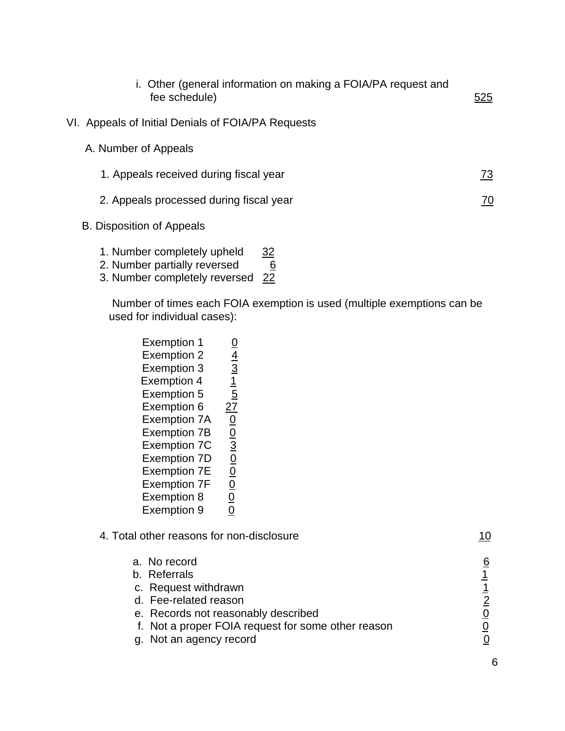i. Other (general information on making a FOIA/PA request and fee schedule) 525

## VI. Appeals of Initial Denials of FOIA/PA Requests

### A. Number of Appeals

1. Appeals received during fiscal year 73

2. Appeals processed during fiscal year 70

### B. Disposition of Appeals

1. Number completely upheld 32
2. Number partially reversed 6
3. Number completely reversed 22

Number of times each FOIA exemption is used (multiple exemptions can be used for individual cases):

| Exemption | Count |
|---|---|
| Exemption 1 | 0 |
| Exemption 2 | 4 |
| Exemption 3 | 3 |
| Exemption 4 | 1 |
| Exemption 5 | 5 |
| Exemption 6 | 27 |
| Exemption 7A | 0 |
| Exemption 7B | 0 |
| Exemption 7C | 3 |
| Exemption 7D | 0 |
| Exemption 7E | 0 |
| Exemption 7F | 0 |
| Exemption 8 | 0 |
| Exemption 9 | 0 |

4. Total other reasons for non-disclosure 10

| Reason | Count |
|---|---|
| a. No record | 6 |
| b. Referrals | 1 |
| c. Request withdrawn | 1 |
| d. Fee-related reason | 2 |
| e. Records not reasonably described | 0 |
| f. Not a proper FOIA request for some other reason | 0 |
| g. Not an agency record | 0 |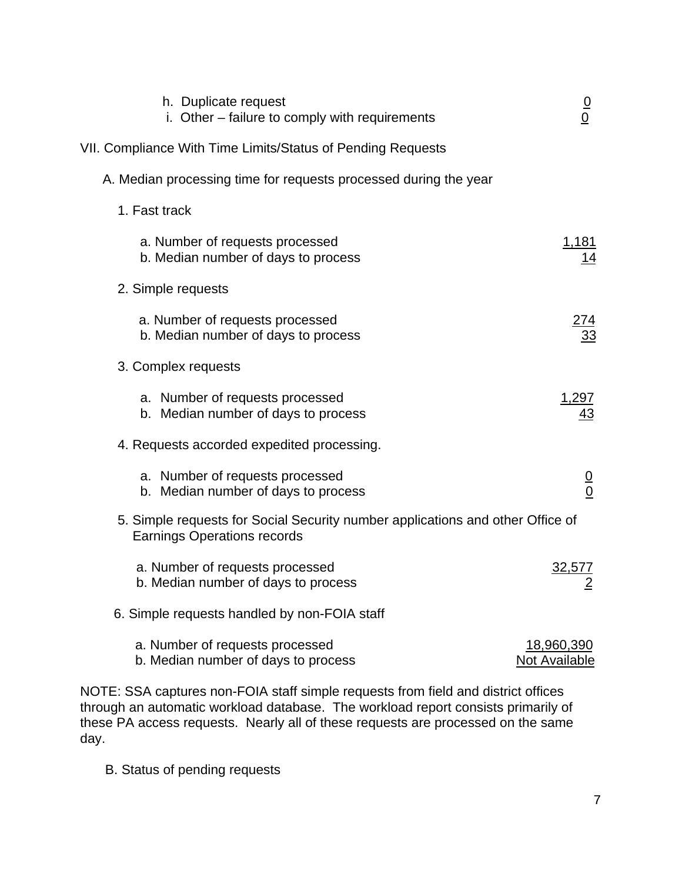h. Duplicate request 0
i. Other – failure to comply with requirements 0

VII. Compliance With Time Limits/Status of Pending Requests

A. Median processing time for requests processed during the year

1. Fast track

a. Number of requests processed 1,181
b. Median number of days to process 14

2. Simple requests

a. Number of requests processed 274
b. Median number of days to process 33

3. Complex requests

a. Number of requests processed 1,297
b. Median number of days to process 43

4. Requests accorded expedited processing.

a. Number of requests processed 0
b. Median number of days to process 0

5. Simple requests for Social Security number applications and other Office of Earnings Operations records

a. Number of requests processed 32,577
b. Median number of days to process 2

6. Simple requests handled by non-FOIA staff

a. Number of requests processed 18,960,390
b. Median number of days to process Not Available

NOTE: SSA captures non-FOIA staff simple requests from field and district offices through an automatic workload database. The workload report consists primarily of these PA access requests. Nearly all of these requests are processed on the same day.

B. Status of pending requests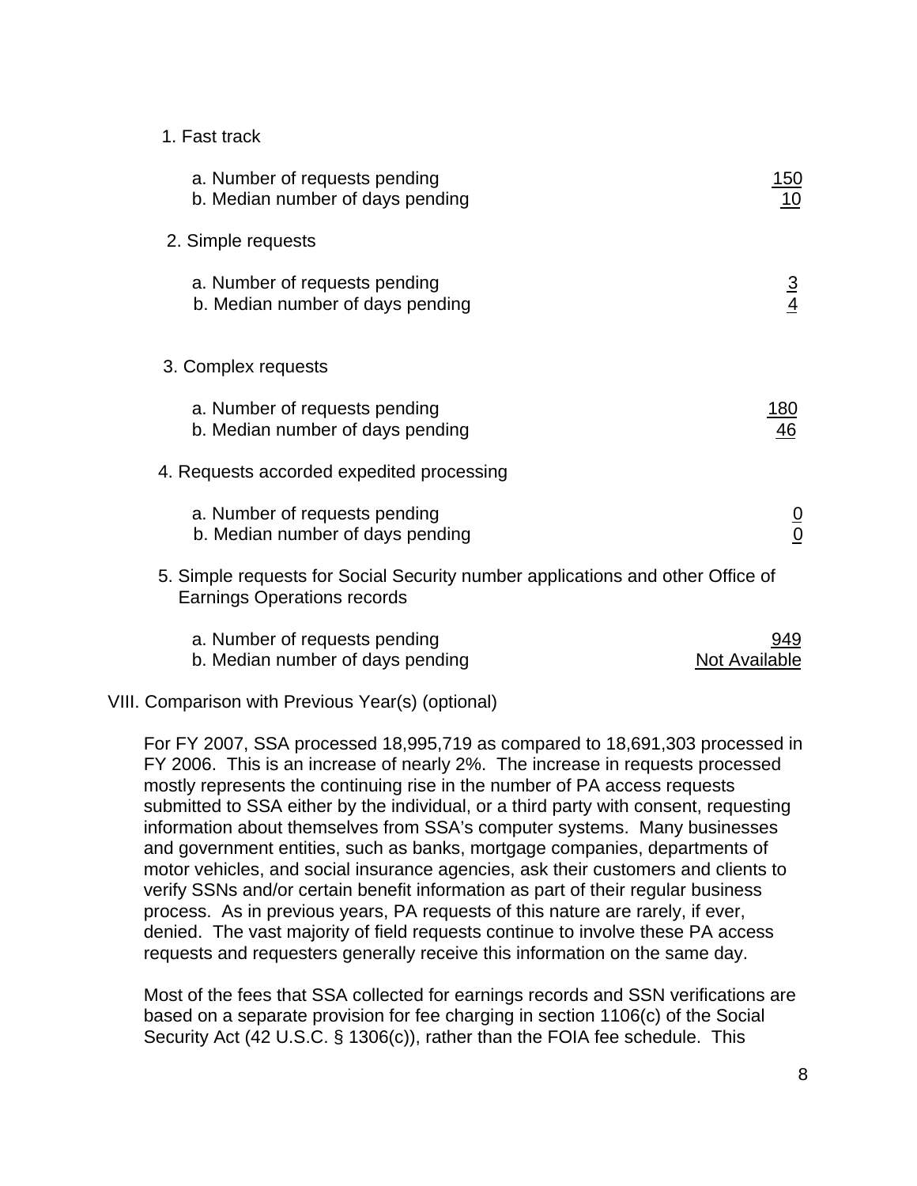1. Fast track

| | |
|---|---|
| a. Number of requests pending | 150 |
| b. Median number of days pending | 10 |

2. Simple requests

| | |
|---|---|
| a. Number of requests pending | 3 |
| b. Median number of days pending | 4 |

3. Complex requests

| | |
|---|---|
| a. Number of requests pending | 180 |
| b. Median number of days pending | 46 |

4. Requests accorded expedited processing

| | |
|---|---|
| a. Number of requests pending | 0 |
| b. Median number of days pending | 0 |

5. Simple requests for Social Security number applications and other Office of Earnings Operations records

| | |
|---|---|
| a. Number of requests pending | 949 |
| b. Median number of days pending | Not Available |

VIII. Comparison with Previous Year(s) (optional)

For FY 2007, SSA processed 18,995,719 as compared to 18,691,303 processed in FY 2006. This is an increase of nearly 2%. The increase in requests processed mostly represents the continuing rise in the number of PA access requests submitted to SSA either by the individual, or a third party with consent, requesting information about themselves from SSA's computer systems. Many businesses and government entities, such as banks, mortgage companies, departments of motor vehicles, and social insurance agencies, ask their customers and clients to verify SSNs and/or certain benefit information as part of their regular business process. As in previous years, PA requests of this nature are rarely, if ever, denied. The vast majority of field requests continue to involve these PA access requests and requesters generally receive this information on the same day.

Most of the fees that SSA collected for earnings records and SSN verifications are based on a separate provision for fee charging in section 1106(c) of the Social Security Act (42 U.S.C. § 1306(c)), rather than the FOIA fee schedule. This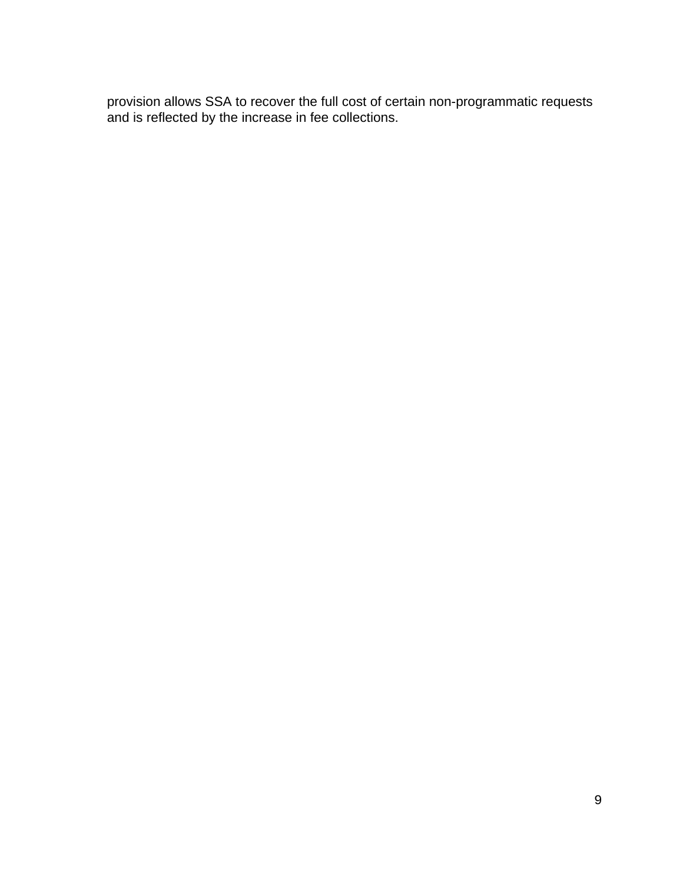provision allows SSA to recover the full cost of certain non-programmatic requests and is reflected by the increase in fee collections.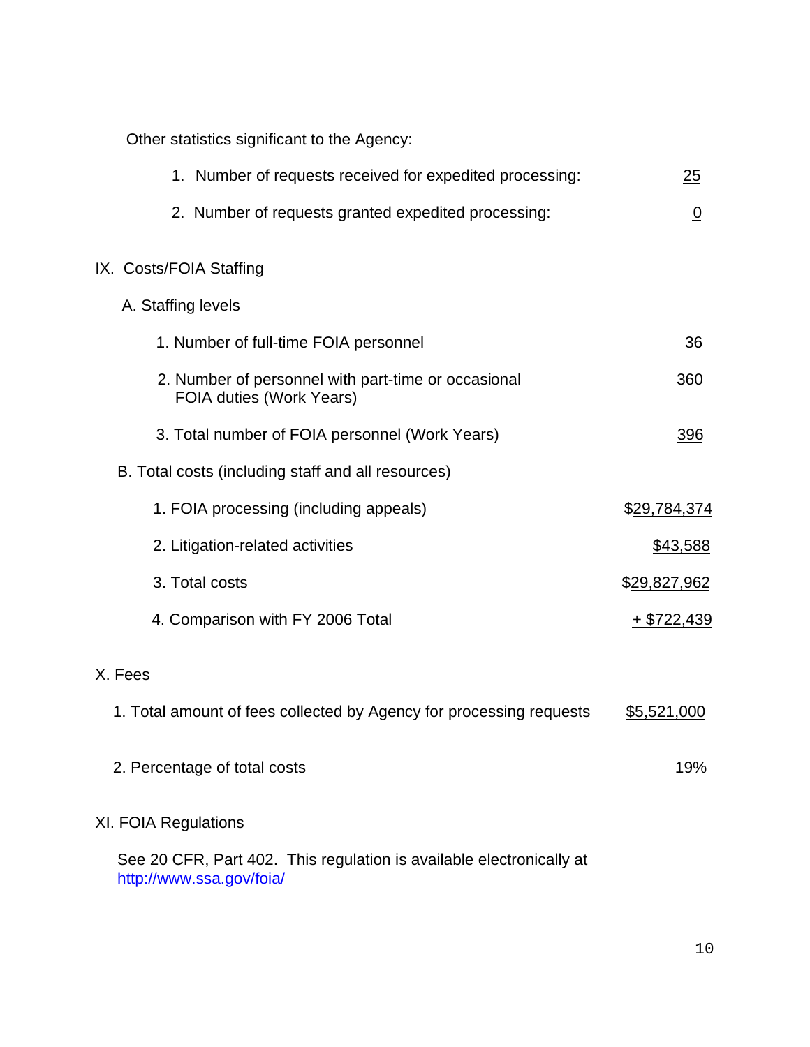Other statistics significant to the Agency:

1. Number of requests received for expedited processing: 25
2. Number of requests granted expedited processing: 0

## IX. Costs/FOIA Staffing

### A. Staffing levels

| | |
|---|---|
| 1. Number of full-time FOIA personnel | 36 |
| 2. Number of personnel with part-time or occasional FOIA duties (Work Years) | 360 |
| 3. Total number of FOIA personnel (Work Years) | 396 |

### B. Total costs (including staff and all resources)

| | |
|---|---|
| 1. FOIA processing (including appeals) | $29,784,374 |
| 2. Litigation-related activities | $43,588 |
| 3. Total costs | $29,827,962 |
| 4. Comparison with FY 2006 Total | + $722,439 |

## X. Fees

| | |
|---|---|
| 1. Total amount of fees collected by Agency for processing requests | $5,521,000 |
| 2. Percentage of total costs | 19% |

## XI. FOIA Regulations

See 20 CFR, Part 402. This regulation is available electronically at http://www.ssa.gov/foia/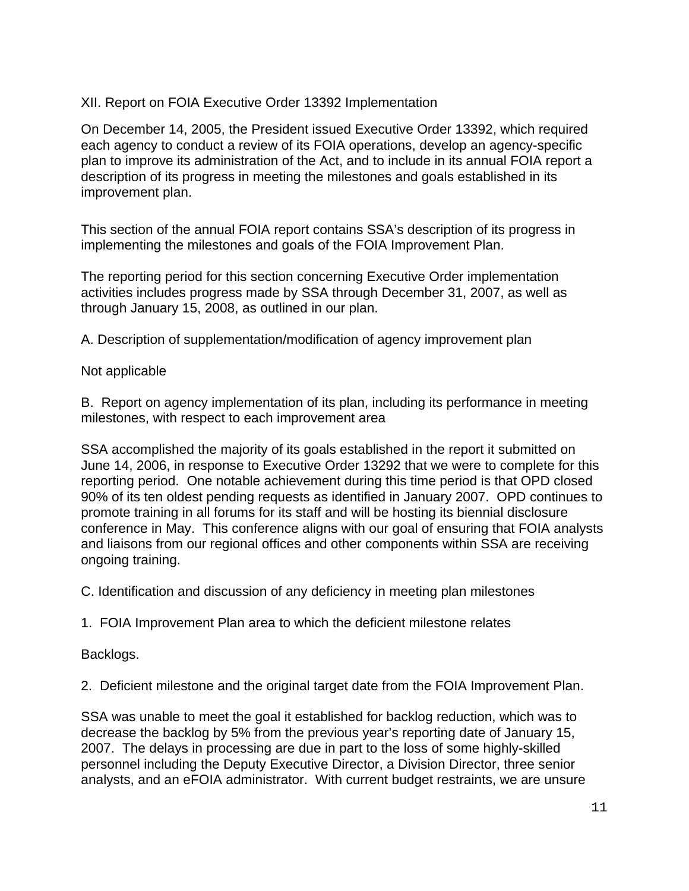## XII. Report on FOIA Executive Order 13392 Implementation

On December 14, 2005, the President issued Executive Order 13392, which required each agency to conduct a review of its FOIA operations, develop an agency-specific plan to improve its administration of the Act, and to include in its annual FOIA report a description of its progress in meeting the milestones and goals established in its improvement plan.

This section of the annual FOIA report contains SSA's description of its progress in implementing the milestones and goals of the FOIA Improvement Plan.

The reporting period for this section concerning Executive Order implementation activities includes progress made by SSA through December 31, 2007, as well as through January 15, 2008, as outlined in our plan.

### A. Description of supplementation/modification of agency improvement plan

Not applicable

### B. Report on agency implementation of its plan, including its performance in meeting milestones, with respect to each improvement area

SSA accomplished the majority of its goals established in the report it submitted on June 14, 2006, in response to Executive Order 13292 that we were to complete for this reporting period. One notable achievement during this time period is that OPD closed 90% of its ten oldest pending requests as identified in January 2007. OPD continues to promote training in all forums for its staff and will be hosting its biennial disclosure conference in May. This conference aligns with our goal of ensuring that FOIA analysts and liaisons from our regional offices and other components within SSA are receiving ongoing training.

### C. Identification and discussion of any deficiency in meeting plan milestones

1. FOIA Improvement Plan area to which the deficient milestone relates

Backlogs.

2. Deficient milestone and the original target date from the FOIA Improvement Plan.

SSA was unable to meet the goal it established for backlog reduction, which was to decrease the backlog by 5% from the previous year's reporting date of January 15, 2007. The delays in processing are due in part to the loss of some highly-skilled personnel including the Deputy Executive Director, a Division Director, three senior analysts, and an eFOIA administrator. With current budget restraints, we are unsure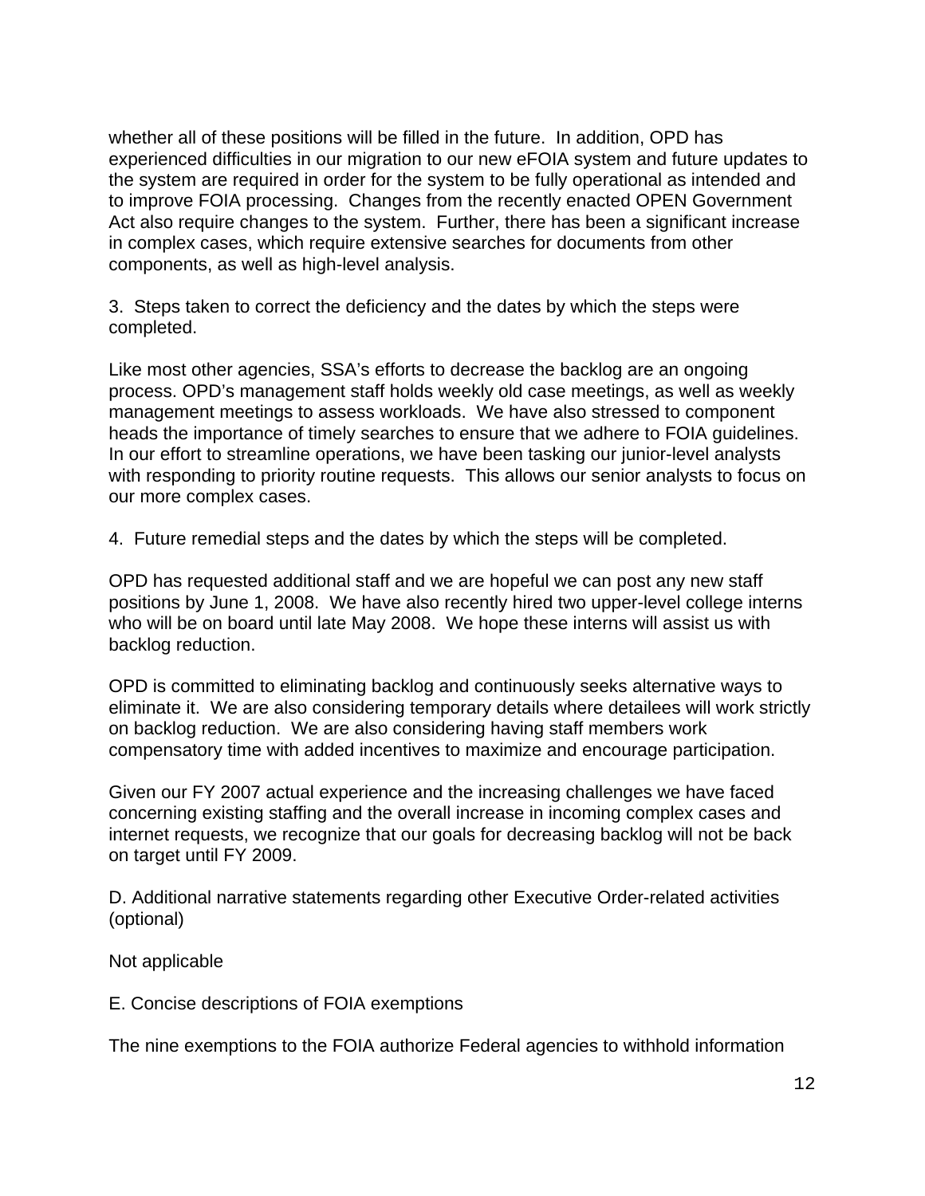whether all of these positions will be filled in the future. In addition, OPD has experienced difficulties in our migration to our new eFOIA system and future updates to the system are required in order for the system to be fully operational as intended and to improve FOIA processing. Changes from the recently enacted OPEN Government Act also require changes to the system. Further, there has been a significant increase in complex cases, which require extensive searches for documents from other components, as well as high-level analysis.

3. Steps taken to correct the deficiency and the dates by which the steps were completed.

Like most other agencies, SSA's efforts to decrease the backlog are an ongoing process. OPD's management staff holds weekly old case meetings, as well as weekly management meetings to assess workloads. We have also stressed to component heads the importance of timely searches to ensure that we adhere to FOIA guidelines. In our effort to streamline operations, we have been tasking our junior-level analysts with responding to priority routine requests. This allows our senior analysts to focus on our more complex cases.

4. Future remedial steps and the dates by which the steps will be completed.

OPD has requested additional staff and we are hopeful we can post any new staff positions by June 1, 2008. We have also recently hired two upper-level college interns who will be on board until late May 2008. We hope these interns will assist us with backlog reduction.

OPD is committed to eliminating backlog and continuously seeks alternative ways to eliminate it. We are also considering temporary details where detailees will work strictly on backlog reduction. We are also considering having staff members work compensatory time with added incentives to maximize and encourage participation.

Given our FY 2007 actual experience and the increasing challenges we have faced concerning existing staffing and the overall increase in incoming complex cases and internet requests, we recognize that our goals for decreasing backlog will not be back on target until FY 2009.

D. Additional narrative statements regarding other Executive Order-related activities (optional)

Not applicable

E. Concise descriptions of FOIA exemptions

The nine exemptions to the FOIA authorize Federal agencies to withhold information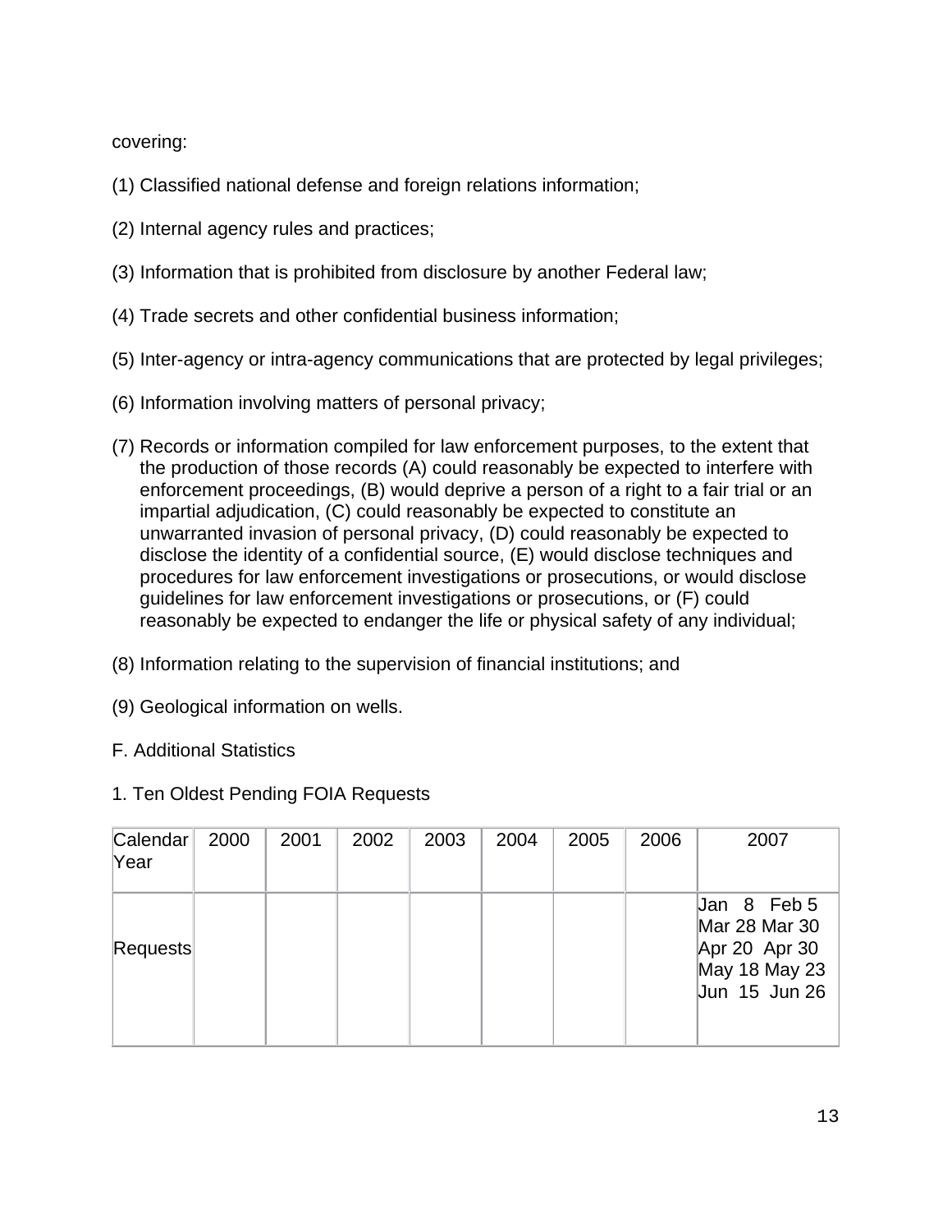covering:

(1) Classified national defense and foreign relations information;

(2) Internal agency rules and practices;

(3) Information that is prohibited from disclosure by another Federal law;

(4) Trade secrets and other confidential business information;

(5) Inter-agency or intra-agency communications that are protected by legal privileges;

(6) Information involving matters of personal privacy;

(7) Records or information compiled for law enforcement purposes, to the extent that the production of those records (A) could reasonably be expected to interfere with enforcement proceedings, (B) would deprive a person of a right to a fair trial or an impartial adjudication, (C) could reasonably be expected to constitute an unwarranted invasion of personal privacy, (D) could reasonably be expected to disclose the identity of a confidential source, (E) would disclose techniques and procedures for law enforcement investigations or prosecutions, or would disclose guidelines for law enforcement investigations or prosecutions, or (F) could reasonably be expected to endanger the life or physical safety of any individual;

(8) Information relating to the supervision of financial institutions; and

(9) Geological information on wells.

F. Additional Statistics

1. Ten Oldest Pending FOIA Requests

| Calendar Year | 2000 | 2001 | 2002 | 2003 | 2004 | 2005 | 2006 | 2007 |
|---|---|---|---|---|---|---|---|---|
| Requests | | | | | | | | Jan 8 Feb 5<br>Mar 28 Mar 30<br>Apr 20 Apr 30<br>May 18 May 23<br>Jun 15 Jun 26 |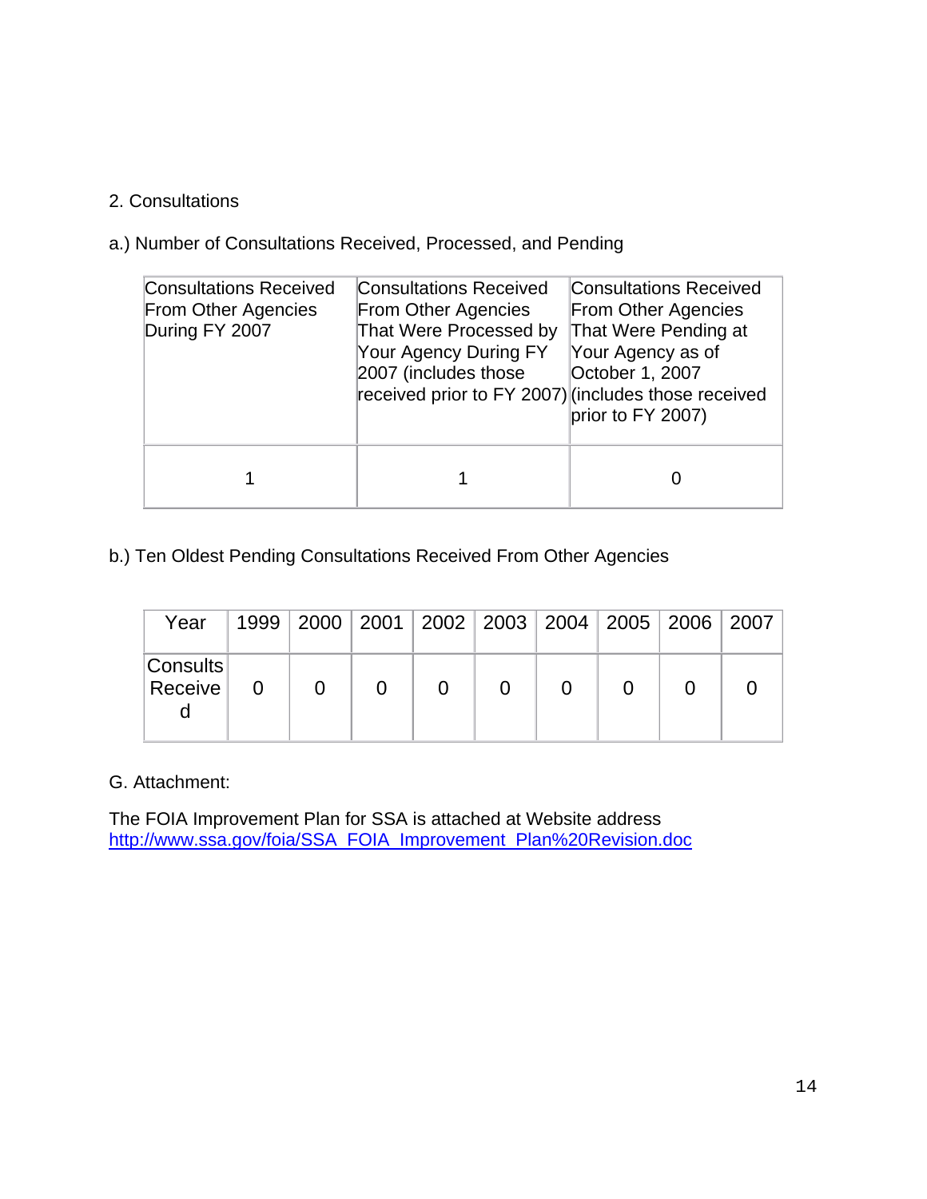2. Consultations

a.) Number of Consultations Received, Processed, and Pending

| Consultations Received From Other Agencies During FY 2007 | Consultations Received From Other Agencies That Were Processed by Your Agency During FY 2007 (includes those received prior to FY 2007) | Consultations Received From Other Agencies That Were Pending at Your Agency as of October 1, 2007 (includes those received prior to FY 2007) |
|---|---|---|
| 1 | 1 | 0 |

b.) Ten Oldest Pending Consultations Received From Other Agencies

| Year | 1999 | 2000 | 2001 | 2002 | 2003 | 2004 | 2005 | 2006 | 2007 |
|---|---|---|---|---|---|---|---|---|---|
| Consults Received | 0 | 0 | 0 | 0 | 0 | 0 | 0 | 0 | 0 |

G. Attachment:

The FOIA Improvement Plan for SSA is attached at Website address http://www.ssa.gov/foia/SSA_FOIA_Improvement_Plan%20Revision.doc